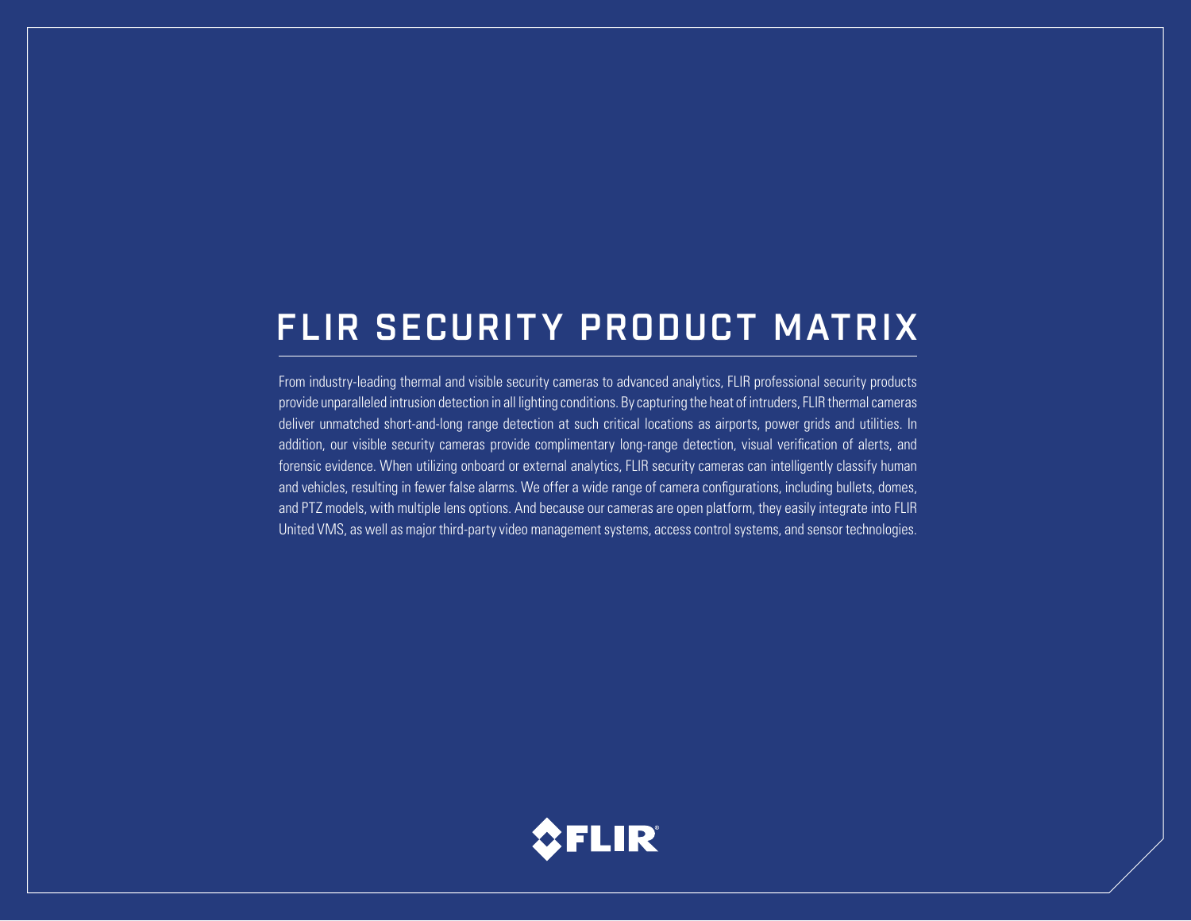# FLIR SECURITY PRODUCT MATRIX

From industry-leading thermal and visible security cameras to advanced analytics, FLIR professional security products provide unparalleled intrusion detection in all lighting conditions. By capturing the heat of intruders, FLIR thermal cameras deliver unmatched short-and-long range detection at such critical locations as airports, power grids and utilities. In addition, our visible security cameras provide complimentary long-range detection, visual verification of alerts, and forensic evidence. When utilizing onboard or external analytics, FLIR security cameras can intelligently classify human and vehicles, resulting in fewer false alarms. We offer a wide range of camera configurations, including bullets, domes, and PTZ models, with multiple lens options. And because our cameras are open platform, they easily integrate into FLIR United VMS, as well as major third-party video management systems, access control systems, and sensor technologies.

FLIR®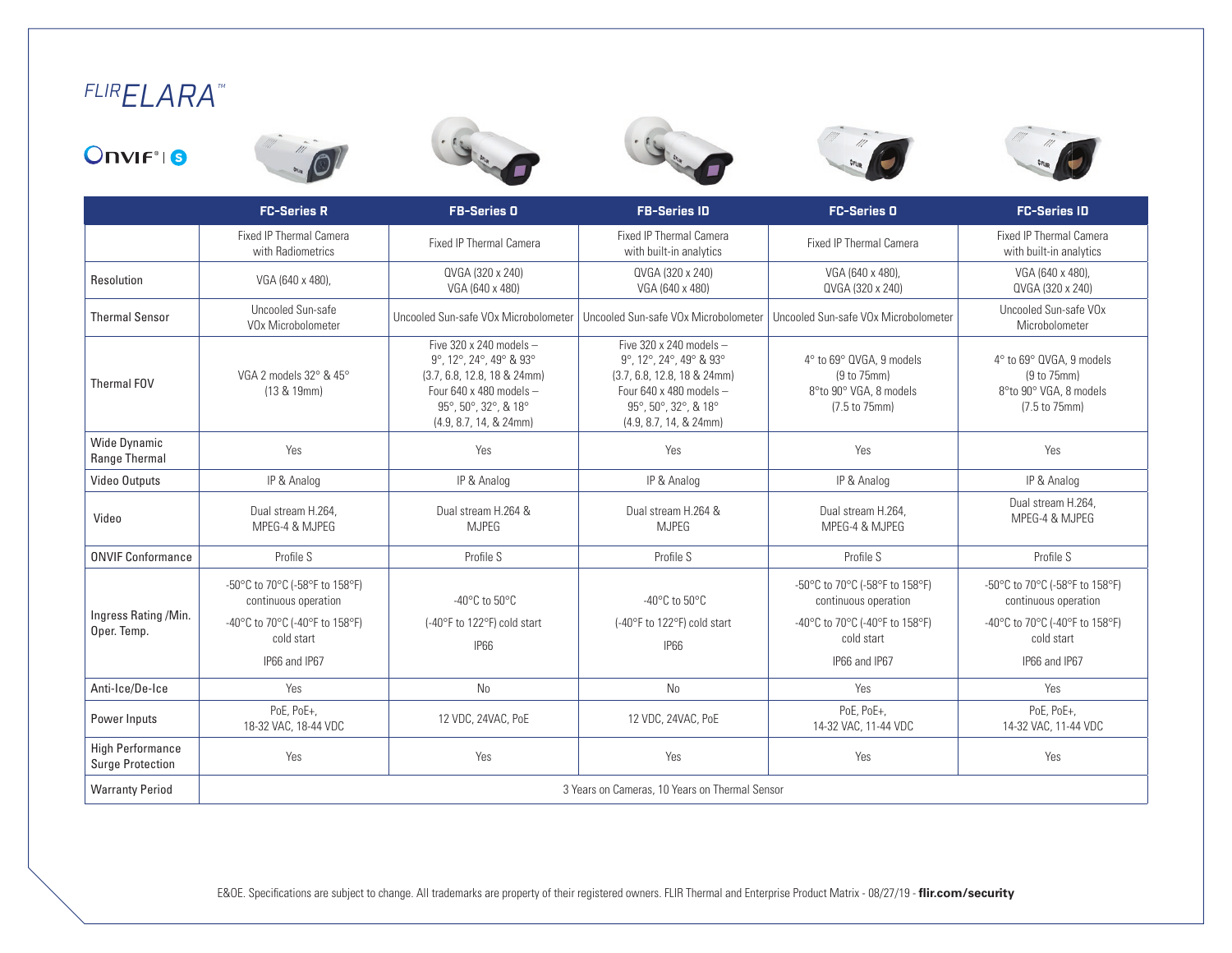# FLIR ELARA™

ONVIF® | S

| | FC-Series R | FB-Series O | FB-Series ID | FC-Series O | FC-Series ID |
|---|---|---|---|---|---|
| | Fixed IP Thermal Camera with Radiometrics | Fixed IP Thermal Camera | Fixed IP Thermal Camera with built-in analytics | Fixed IP Thermal Camera | Fixed IP Thermal Camera with built-in analytics |
| Resolution | VGA (640 x 480), | QVGA (320 x 240) VGA (640 x 480) | QVGA (320 x 240) VGA (640 x 480) | VGA (640 x 480), QVGA (320 x 240) | VGA (640 x 480), QVGA (320 x 240) |
| Thermal Sensor | Uncooled Sun-safe VOx Microbolometer | Uncooled Sun-safe VOx Microbolometer | Uncooled Sun-safe VOx Microbolometer | Uncooled Sun-safe VOx Microbolometer | Uncooled Sun-safe VOx Microbolometer |
| Thermal FOV | VGA 2 models 32° & 45° (13 & 19mm) | Five 320 x 240 models – 9°, 12°, 24°, 49° & 93° (3.7, 6.8, 12.8, 18 & 24mm) Four 640 x 480 models – 95°, 50°, 32°, & 18° (4.9, 8.7, 14, & 24mm) | Five 320 x 240 models – 9°, 12°, 24°, 49° & 93° (3.7, 6.8, 12.8, 18 & 24mm) Four 640 x 480 models – 95°, 50°, 32°, & 18° (4.9, 8.7, 14, & 24mm) | 4° to 69° QVGA, 9 models (9 to 75mm) 8°to 90° VGA, 8 models (7.5 to 75mm) | 4° to 69° QVGA, 9 models (9 to 75mm) 8°to 90° VGA, 8 models (7.5 to 75mm) |
| Wide Dynamic Range Thermal | Yes | Yes | Yes | Yes | Yes |
| Video Outputs | IP & Analog | IP & Analog | IP & Analog | IP & Analog | IP & Analog |
| Video | Dual stream H.264, MPEG-4 & MJPEG | Dual stream H.264 & MJPEG | Dual stream H.264 & MJPEG | Dual stream H.264, MPEG-4 & MJPEG | Dual stream H.264, MPEG-4 & MJPEG |
| ONVIF Conformance | Profile S | Profile S | Profile S | Profile S | Profile S |
| Ingress Rating /Min. Oper. Temp. | -50°C to 70°C (-58°F to 158°F) continuous operation -40°C to 70°C (-40°F to 158°F) cold start IP66 and IP67 | -40°C to 50°C (-40°F to 122°F) cold start IP66 | -40°C to 50°C (-40°F to 122°F) cold start IP66 | -50°C to 70°C (-58°F to 158°F) continuous operation -40°C to 70°C (-40°F to 158°F) cold start IP66 and IP67 | -50°C to 70°C (-58°F to 158°F) continuous operation -40°C to 70°C (-40°F to 158°F) cold start IP66 and IP67 |
| Anti-Ice/De-Ice | Yes | No | No | Yes | Yes |
| Power Inputs | PoE, PoE+, 18-32 VAC, 18-44 VDC | 12 VDC, 24VAC, PoE | 12 VDC, 24VAC, PoE | PoE, PoE+, 14-32 VAC, 11-44 VDC | PoE, PoE+, 14-32 VAC, 11-44 VDC |
| High Performance Surge Protection | Yes | Yes | Yes | Yes | Yes |
| Warranty Period | 3 Years on Cameras, 10 Years on Thermal Sensor | | | | |

E&OE. Specifications are subject to change. All trademarks are property of their registered owners. FLIR Thermal and Enterprise Product Matrix - 08/27/19 - **flir.com/security**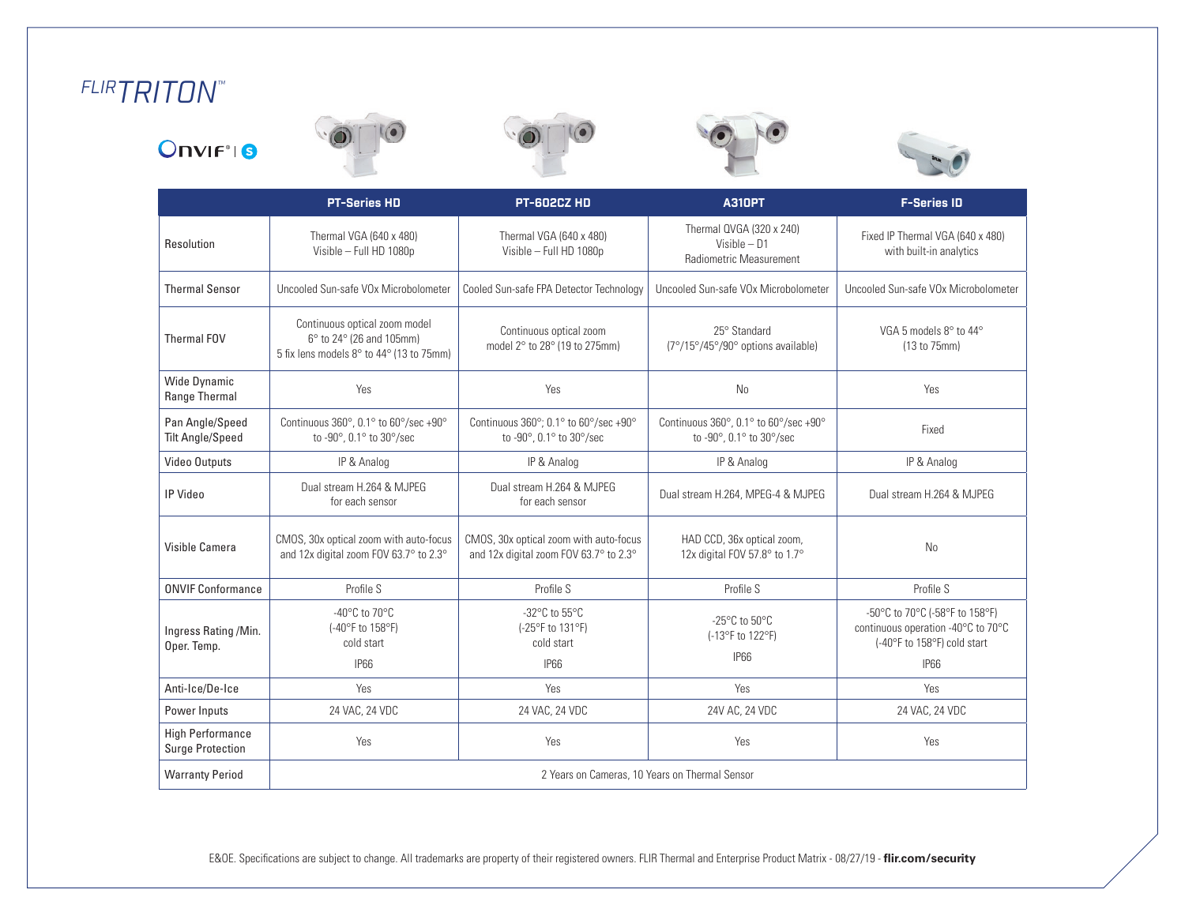# FLIR TRITON™

ONVIF® | S

| | PT-Series HD | PT-602CZ HD | A310PT | F-Series ID |
|---|---|---|---|---|
| Resolution | Thermal VGA (640 x 480) Visible – Full HD 1080p | Thermal VGA (640 x 480) Visible – Full HD 1080p | Thermal QVGA (320 x 240) Visible – D1 Radiometric Measurement | Fixed IP Thermal VGA (640 x 480) with built-in analytics |
| Thermal Sensor | Uncooled Sun-safe VOx Microbolometer | Cooled Sun-safe FPA Detector Technology | Uncooled Sun-safe VOx Microbolometer | Uncooled Sun-safe VOx Microbolometer |
| Thermal FOV | Continuous optical zoom model 6° to 24° (26 and 105mm) 5 fix lens models 8° to 44° (13 to 75mm) | Continuous optical zoom model 2° to 28° (19 to 275mm) | 25° Standard (7°/15°/45°/90° options available) | VGA 5 models 8° to 44° (13 to 75mm) |
| Wide Dynamic Range Thermal | Yes | Yes | No | Yes |
| Pan Angle/Speed Tilt Angle/Speed | Continuous 360°, 0.1° to 60°/sec +90° to -90°, 0.1° to 30°/sec | Continuous 360°; 0.1° to 60°/sec +90° to -90°, 0.1° to 30°/sec | Continuous 360°, 0.1° to 60°/sec +90° to -90°, 0.1° to 30°/sec | Fixed |
| Video Outputs | IP & Analog | IP & Analog | IP & Analog | IP & Analog |
| IP Video | Dual stream H.264 & MJPEG for each sensor | Dual stream H.264 & MJPEG for each sensor | Dual stream H.264, MPEG-4 & MJPEG | Dual stream H.264 & MJPEG |
| Visible Camera | CMOS, 30x optical zoom with auto-focus and 12x digital zoom FOV 63.7° to 2.3° | CMOS, 30x optical zoom with auto-focus and 12x digital zoom FOV 63.7° to 2.3° | HAD CCD, 36x optical zoom, 12x digital FOV 57.8° to 1.7° | No |
| ONVIF Conformance | Profile S | Profile S | Profile S | Profile S |
| Ingress Rating /Min. Oper. Temp. | -40°C to 70°C (-40°F to 158°F) cold start IP66 | -32°C to 55°C (-25°F to 131°F) cold start IP66 | -25°C to 50°C (-13°F to 122°F) IP66 | -50°C to 70°C (-58°F to 158°F) continuous operation -40°C to 70°C (-40°F to 158°F) cold start IP66 |
| Anti-Ice/De-Ice | Yes | Yes | Yes | Yes |
| Power Inputs | 24 VAC, 24 VDC | 24 VAC, 24 VDC | 24V AC, 24 VDC | 24 VAC, 24 VDC |
| High Performance Surge Protection | Yes | Yes | Yes | Yes |
| Warranty Period | 2 Years on Cameras, 10 Years on Thermal Sensor | | | |

E&OE. Specifications are subject to change. All trademarks are property of their registered owners. FLIR Thermal and Enterprise Product Matrix - 08/27/19 - **flir.com/security**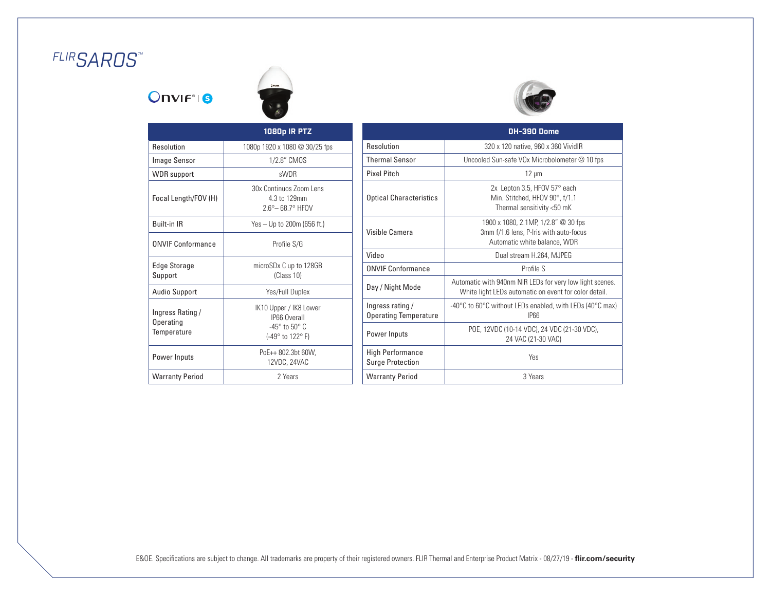# FLIR SAROS™

| | 1080p IR PTZ |
|---|---|
| Resolution | 1080p 1920 x 1080 @ 30/25 fps |
| Image Sensor | 1/2.8" CMOS |
| WDR support | sWDR |
| Focal Length/FOV (H) | 30x Continuos Zoom Lens<br>4.3 to 129mm<br>2.6°– 68.7° HFOV |
| Built-in IR | Yes – Up to 200m (656 ft.) |
| ONVIF Conformance | Profile S/G |
| Edge Storage Support | microSDx C up to 128GB (Class 10) |
| Audio Support | Yes/Full Duplex |
| Ingress Rating / Operating Temperature | IK10 Upper / IK8 Lower<br>IP66 Overall<br>-45° to 50° C<br>(-49° to 122° F) |
| Power Inputs | PoE++ 802.3bt 60W, 12VDC, 24VAC |
| Warranty Period | 2 Years |

| | DH-390 Dome |
|---|---|
| Resolution | 320 x 120 native, 960 x 360 VividIR |
| Thermal Sensor | Uncooled Sun-safe VOx Microbolometer @ 10 fps |
| Pixel Pitch | 12 µm |
| Optical Characteristics | 2x Lepton 3.5, HFOV 57° each<br>Min. Stitched, HFOV 90°, f/1.1<br>Thermal sensitivity <50 mK |
| Visible Camera | 1900 x 1080, 2.1MP, 1/2.8" @ 30 fps<br>3mm f/1.6 lens, P-Iris with auto-focus<br>Automatic white balance, WDR |
| Video | Dual stream H.264, MJPEG |
| ONVIF Conformance | Profile S |
| Day / Night Mode | Automatic with 940nm NIR LEDs for very low light scenes.<br>White light LEDs automatic on event for color detail. |
| Ingress rating / Operating Temperature | -40°C to 60°C without LEDs enabled, with LEDs (40°C max)<br>IP66 |
| Power Inputs | POE, 12VDC (10-14 VDC), 24 VDC (21-30 VDC), 24 VAC (21-30 VAC) |
| High Performance Surge Protection | Yes |
| Warranty Period | 3 Years |

E&OE. Specifications are subject to change. All trademarks are property of their registered owners. FLIR Thermal and Enterprise Product Matrix - 08/27/19 - **flir.com/security**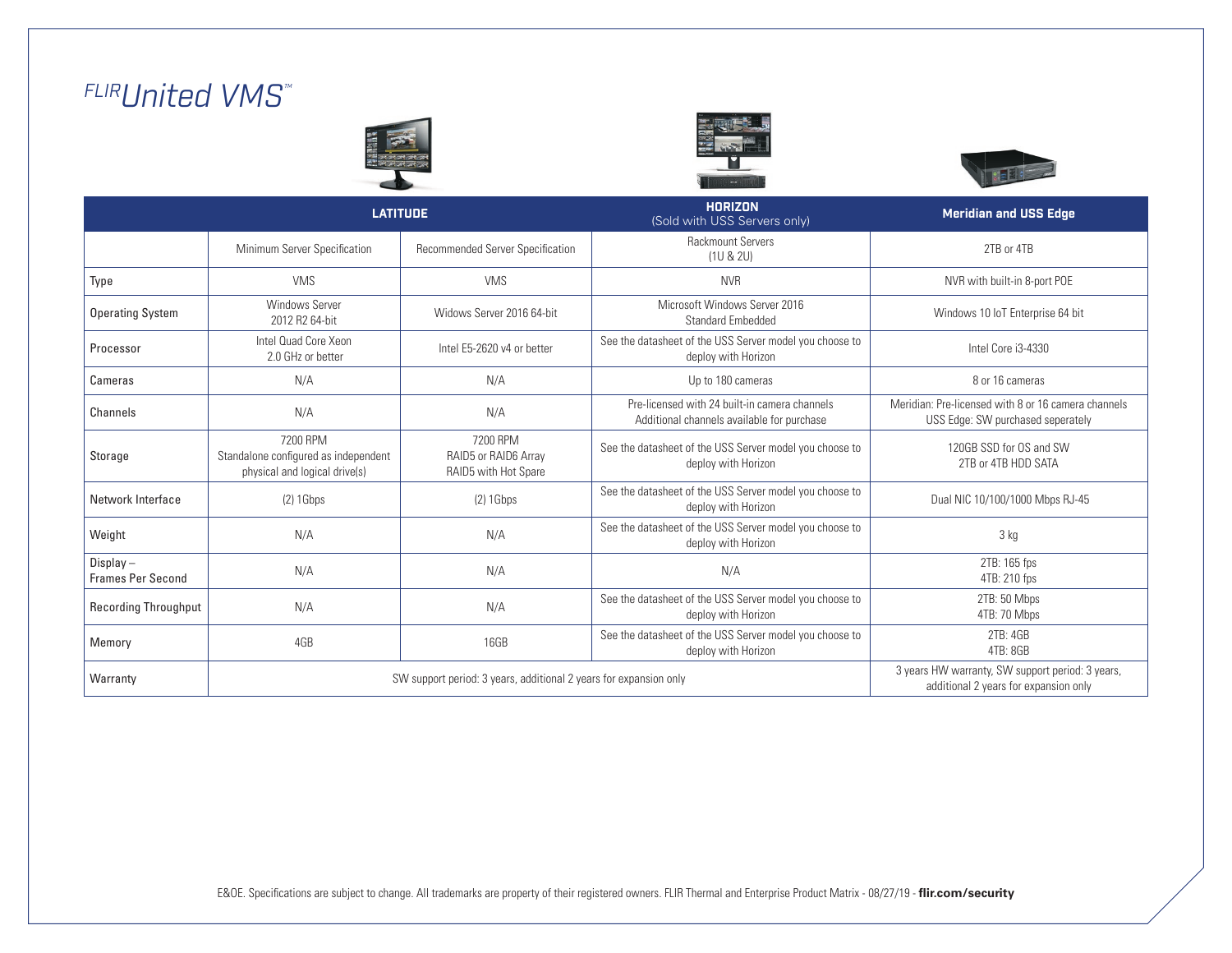# FLIR United VMS™

| | LATITUDE | | HORIZON (Sold with USS Servers only) | Meridian and USS Edge |
|---|---|---|---|---|
| | Minimum Server Specification | Recommended Server Specification | Rackmount Servers (1U & 2U) | 2TB or 4TB |
| Type | VMS | VMS | NVR | NVR with built-in 8-port POE |
| Operating System | Windows Server 2012 R2 64-bit | Widows Server 2016 64-bit | Microsoft Windows Server 2016 Standard Embedded | Windows 10 IoT Enterprise 64 bit |
| Processor | Intel Quad Core Xeon 2.0 GHz or better | Intel E5-2620 v4 or better | See the datasheet of the USS Server model you choose to deploy with Horizon | Intel Core i3-4330 |
| Cameras | N/A | N/A | Up to 180 cameras | 8 or 16 cameras |
| Channels | N/A | N/A | Pre-licensed with 24 built-in camera channels Additional channels available for purchase | Meridian: Pre-licensed with 8 or 16 camera channels USS Edge: SW purchased seperately |
| Storage | 7200 RPM Standalone configured as independent physical and logical drive(s) | 7200 RPM RAID5 or RAID6 Array RAID5 with Hot Spare | See the datasheet of the USS Server model you choose to deploy with Horizon | 120GB SSD for OS and SW 2TB or 4TB HDD SATA |
| Network Interface | (2) 1Gbps | (2) 1Gbps | See the datasheet of the USS Server model you choose to deploy with Horizon | Dual NIC 10/100/1000 Mbps RJ-45 |
| Weight | N/A | N/A | See the datasheet of the USS Server model you choose to deploy with Horizon | 3 kg |
| Display – Frames Per Second | N/A | N/A | N/A | 2TB: 165 fps 4TB: 210 fps |
| Recording Throughput | N/A | N/A | See the datasheet of the USS Server model you choose to deploy with Horizon | 2TB: 50 Mbps 4TB: 70 Mbps |
| Memory | 4GB | 16GB | See the datasheet of the USS Server model you choose to deploy with Horizon | 2TB: 4GB 4TB: 8GB |
| Warranty | SW support period: 3 years, additional 2 years for expansion only | | | 3 years HW warranty, SW support period: 3 years, additional 2 years for expansion only |

E&OE. Specifications are subject to change. All trademarks are property of their registered owners. FLIR Thermal and Enterprise Product Matrix - 08/27/19 - **flir.com/security**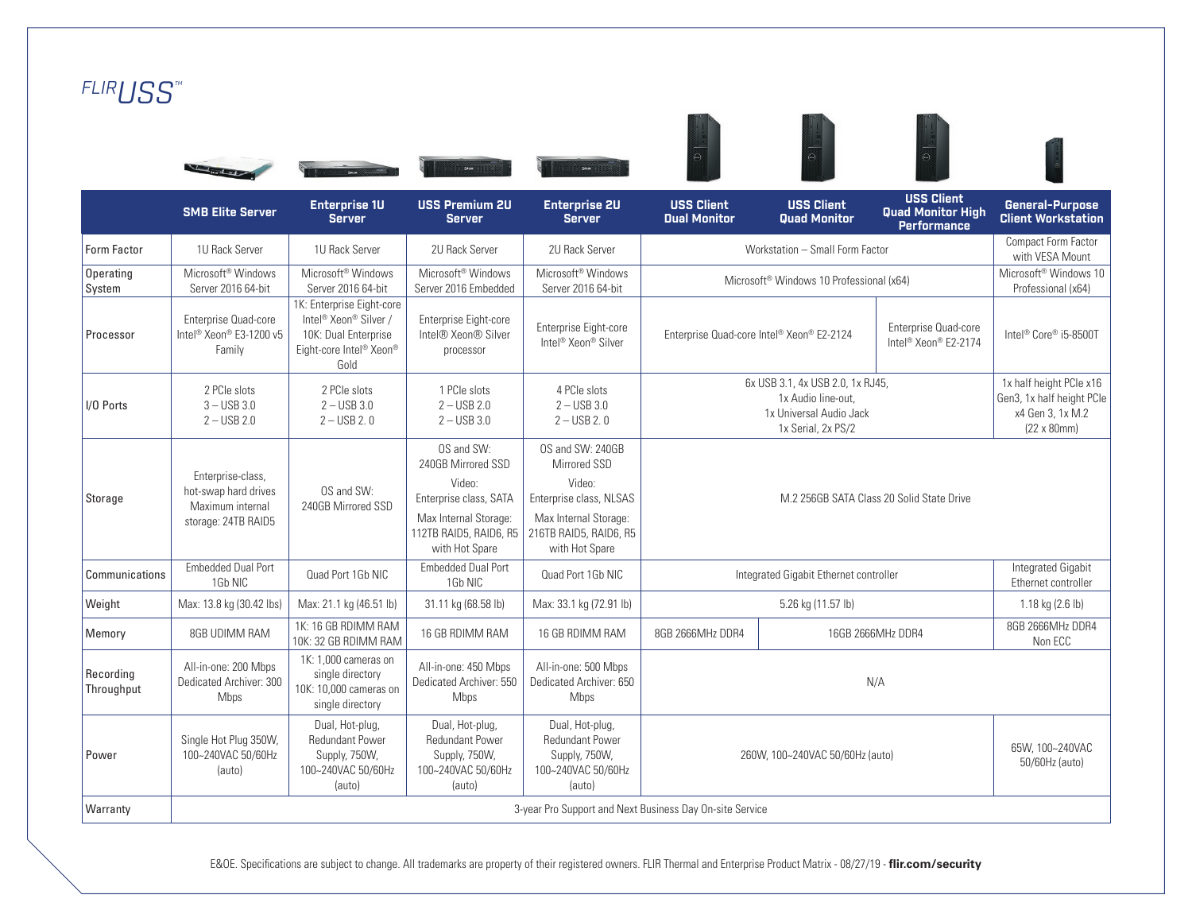*FLIR USS™*

| | SMB Elite Server | Enterprise 1U Server | USS Premium 2U Server | Enterprise 2U Server | USS Client Dual Monitor | USS Client Quad Monitor | USS Client Quad Monitor High Performance | General-Purpose Client Workstation |
|---|---|---|---|---|---|---|---|---|
| Form Factor | 1U Rack Server | 1U Rack Server | 2U Rack Server | 2U Rack Server | Workstation – Small Form Factor | | | Compact Form Factor with VESA Mount |
| Operating System | Microsoft® Windows Server 2016 64-bit | Microsoft® Windows Server 2016 64-bit | Microsoft® Windows Server 2016 Embedded | Microsoft® Windows Server 2016 64-bit | Microsoft® Windows 10 Professional (x64) | | | Microsoft® Windows 10 Professional (x64) |
| Processor | Enterprise Quad-core Intel® Xeon® E3-1200 v5 Family | 1K: Enterprise Eight-core Intel® Xeon® Silver / 10K: Dual Enterprise Eight-core Intel® Xeon® Gold | Enterprise Eight-core Intel® Xeon® Silver processor | Enterprise Eight-core Intel® Xeon® Silver | Enterprise Quad-core Intel® Xeon® E2-2124 | | Enterprise Quad-core Intel® Xeon® E2-2174 | Intel® Core® i5-8500T |
| I/O Ports | 2 PCIe slots<br>3 – USB 3.0<br>2 – USB 2.0 | 2 PCIe slots<br>2 – USB 3.0<br>2 – USB 2. 0 | 1 PCIe slots<br>2 – USB 2.0<br>2 – USB 3.0 | 4 PCIe slots<br>2 – USB 3.0<br>2 – USB 2. 0 | 6x USB 3.1, 4x USB 2.0, 1x RJ45,<br>1x Audio line-out,<br>1x Universal Audio Jack<br>1x Serial, 2x PS/2 | | | 1x half height PCIe x16 Gen3, 1x half height PCIe x4 Gen 3, 1x M.2 (22 x 80mm) |
| Storage | Enterprise-class, hot-swap hard drives<br>Maximum internal storage: 24TB RAID5 | OS and SW:<br>240GB Mirrored SSD | OS and SW:<br>240GB Mirrored SSD<br>Video:<br>Enterprise class, SATA<br>Max Internal Storage:<br>112TB RAID5, RAID6, R5 with Hot Spare | OS and SW: 240GB Mirrored SSD<br>Video:<br>Enterprise class, NLSAS<br>Max Internal Storage:<br>216TB RAID5, RAID6, R5 with Hot Spare | M.2 256GB SATA Class 20 Solid State Drive | | | |
| Communications | Embedded Dual Port 1Gb NIC | Quad Port 1Gb NIC | Embedded Dual Port 1Gb NIC | Quad Port 1Gb NIC | Integrated Gigabit Ethernet controller | | | Integrated Gigabit Ethernet controller |
| Weight | Max: 13.8 kg (30.42 lbs) | Max: 21.1 kg (46.51 lb) | 31.11 kg (68.58 lb) | Max: 33.1 kg (72.91 lb) | 5.26 kg (11.57 lb) | | | 1.18 kg (2.6 lb) |
| Memory | 8GB UDIMM RAM | 1K: 16 GB RDIMM RAM<br>10K: 32 GB RDIMM RAM | 16 GB RDIMM RAM | 16 GB RDIMM RAM | 8GB 2666MHz DDR4 | 16GB 2666MHz DDR4 | | 8GB 2666MHz DDR4 Non ECC |
| Recording Throughput | All-in-one: 200 Mbps<br>Dedicated Archiver: 300 Mbps | 1K: 1,000 cameras on single directory<br>10K: 10,000 cameras on single directory | All-in-one: 450 Mbps<br>Dedicated Archiver: 550 Mbps | All-in-one: 500 Mbps<br>Dedicated Archiver: 650 Mbps | N/A | | | |
| Power | Single Hot Plug 350W, 100~240VAC 50/60Hz (auto) | Dual, Hot-plug, Redundant Power Supply, 750W, 100~240VAC 50/60Hz (auto) | Dual, Hot-plug, Redundant Power Supply, 750W, 100~240VAC 50/60Hz (auto) | Dual, Hot-plug, Redundant Power Supply, 750W, 100~240VAC 50/60Hz (auto) | 260W, 100~240VAC 50/60Hz (auto) | | | 65W, 100~240VAC 50/60Hz (auto) |
| Warranty | 3-year Pro Support and Next Business Day On-site Service | | | | | | | |

E&OE. Specifications are subject to change. All trademarks are property of their registered owners. FLIR Thermal and Enterprise Product Matrix - 08/27/19 - **flir.com/security**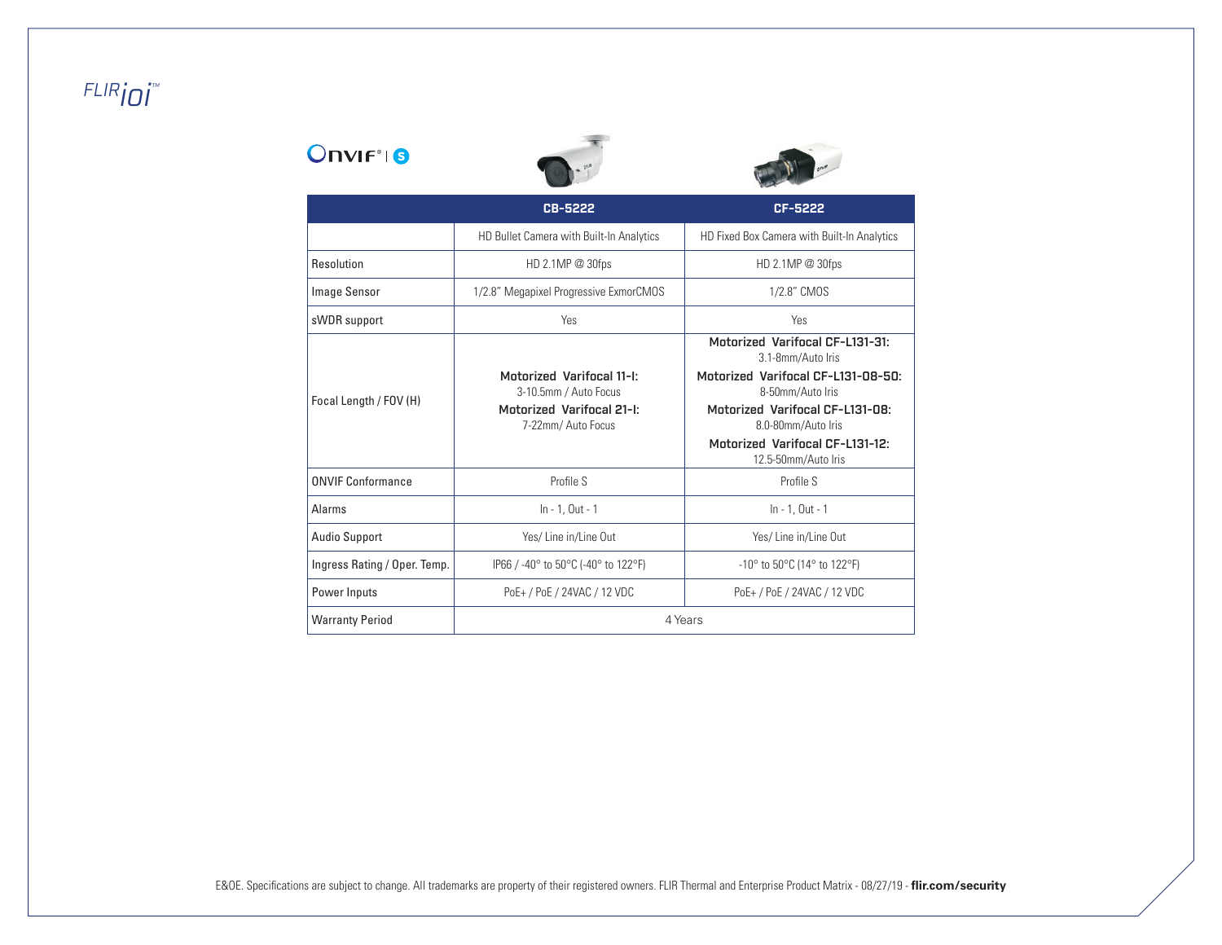| | CB-5222 | CF-5222 |
|---|---|---|
| | HD Bullet Camera with Built-In Analytics | HD Fixed Box Camera with Built-In Analytics |
| Resolution | HD 2.1MP @ 30fps | HD 2.1MP @ 30fps |
| Image Sensor | 1/2.8" Megapixel Progressive ExmorCMOS | 1/2.8" CMOS |
| sWDR support | Yes | Yes |
| Focal Length / FOV (H) | **Motorized Varifocal 11-I:** 3-10.5mm / Auto Focus **Motorized Varifocal 21-I:** 7-22mm/ Auto Focus | **Motorized Varifocal CF-L131-31:** 3.1-8mm/Auto Iris **Motorized Varifocal CF-L131-08-50:** 8-50mm/Auto Iris **Motorized Varifocal CF-L131-08:** 8.0-80mm/Auto Iris **Motorized Varifocal CF-L131-12:** 12.5-50mm/Auto Iris |
| ONVIF Conformance | Profile S | Profile S |
| Alarms | In - 1, Out - 1 | In - 1, Out - 1 |
| Audio Support | Yes/ Line in/Line Out | Yes/ Line in/Line Out |
| Ingress Rating / Oper. Temp. | IP66 / -40° to 50°C (-40° to 122°F) | -10° to 50°C (14° to 122°F) |
| Power Inputs | PoE+ / PoE / 24VAC / 12 VDC | PoE+ / PoE / 24VAC / 12 VDC |
| Warranty Period | 4 Years | |

E&OE. Specifications are subject to change. All trademarks are property of their registered owners. FLIR Thermal and Enterprise Product Matrix - 08/27/19 - **flir.com/security**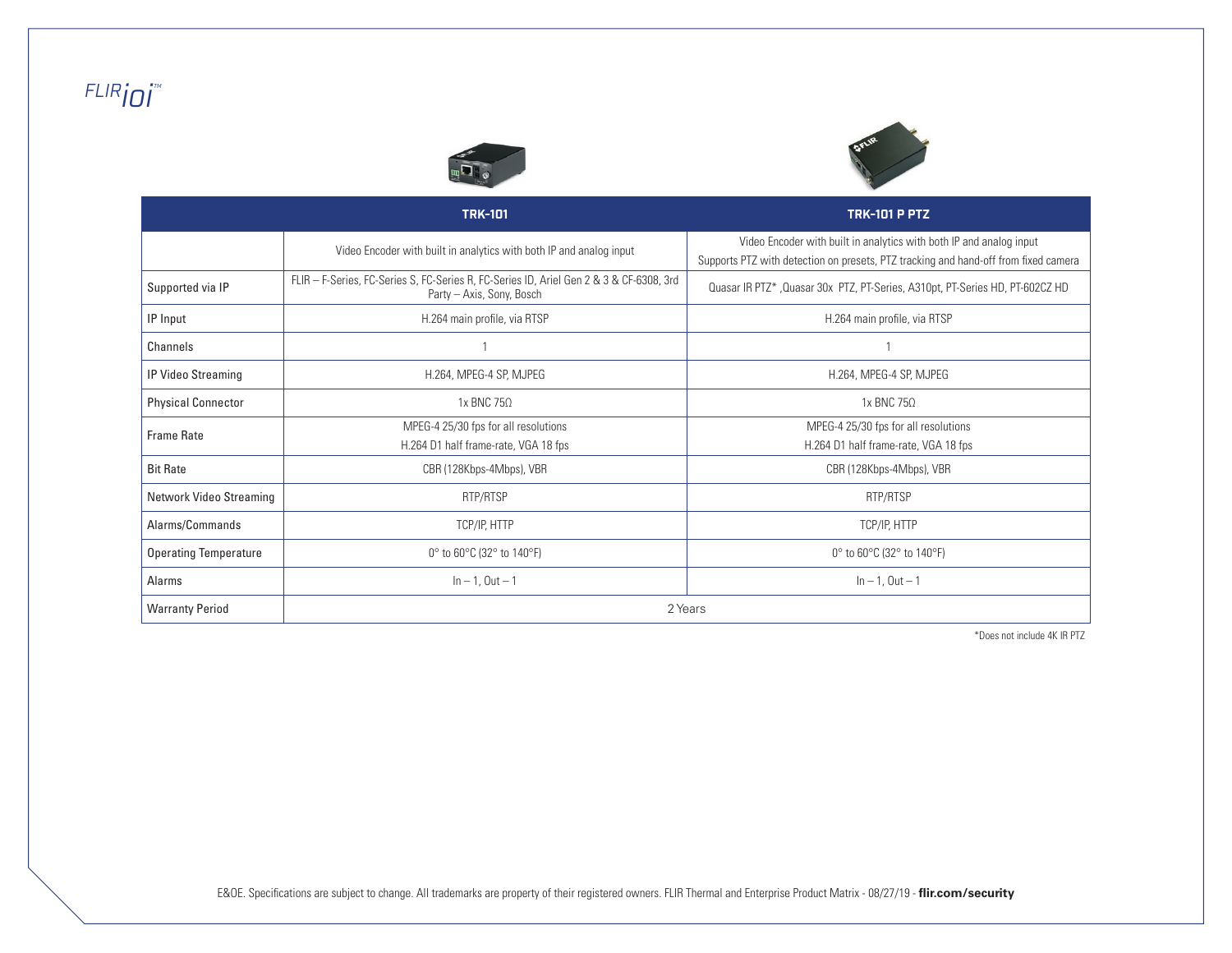FLIR *ioi*™

| | TRK-101 | TRK-101 P PTZ |
|---|---|---|
| | Video Encoder with built in analytics with both IP and analog input | Video Encoder with built in analytics with both IP and analog input<br>Supports PTZ with detection on presets, PTZ tracking and hand-off from fixed camera |
| Supported via IP | FLIR – F-Series, FC-Series S, FC-Series R, FC-Series ID, Ariel Gen 2 & 3 & CF-6308, 3rd Party – Axis, Sony, Bosch | Quasar IR PTZ* ,Quasar 30x PTZ, PT-Series, A310pt, PT-Series HD, PT-602CZ HD |
| IP Input | H.264 main profile, via RTSP | H.264 main profile, via RTSP |
| Channels | 1 | 1 |
| IP Video Streaming | H.264, MPEG-4 SP, MJPEG | H.264, MPEG-4 SP, MJPEG |
| Physical Connector | 1x BNC 75Ω | 1x BNC 75Ω |
| Frame Rate | MPEG-4 25/30 fps for all resolutions<br>H.264 D1 half frame-rate, VGA 18 fps | MPEG-4 25/30 fps for all resolutions<br>H.264 D1 half frame-rate, VGA 18 fps |
| Bit Rate | CBR (128Kbps-4Mbps), VBR | CBR (128Kbps-4Mbps), VBR |
| Network Video Streaming | RTP/RTSP | RTP/RTSP |
| Alarms/Commands | TCP/IP, HTTP | TCP/IP, HTTP |
| Operating Temperature | 0° to 60°C (32° to 140°F) | 0° to 60°C (32° to 140°F) |
| Alarms | In – 1, Out – 1 | In – 1, Out – 1 |
| Warranty Period | 2 Years | |

*Does not include 4K IR PTZ

E&OE. Specifications are subject to change. All trademarks are property of their registered owners. FLIR Thermal and Enterprise Product Matrix - 08/27/19 - **flir.com/security**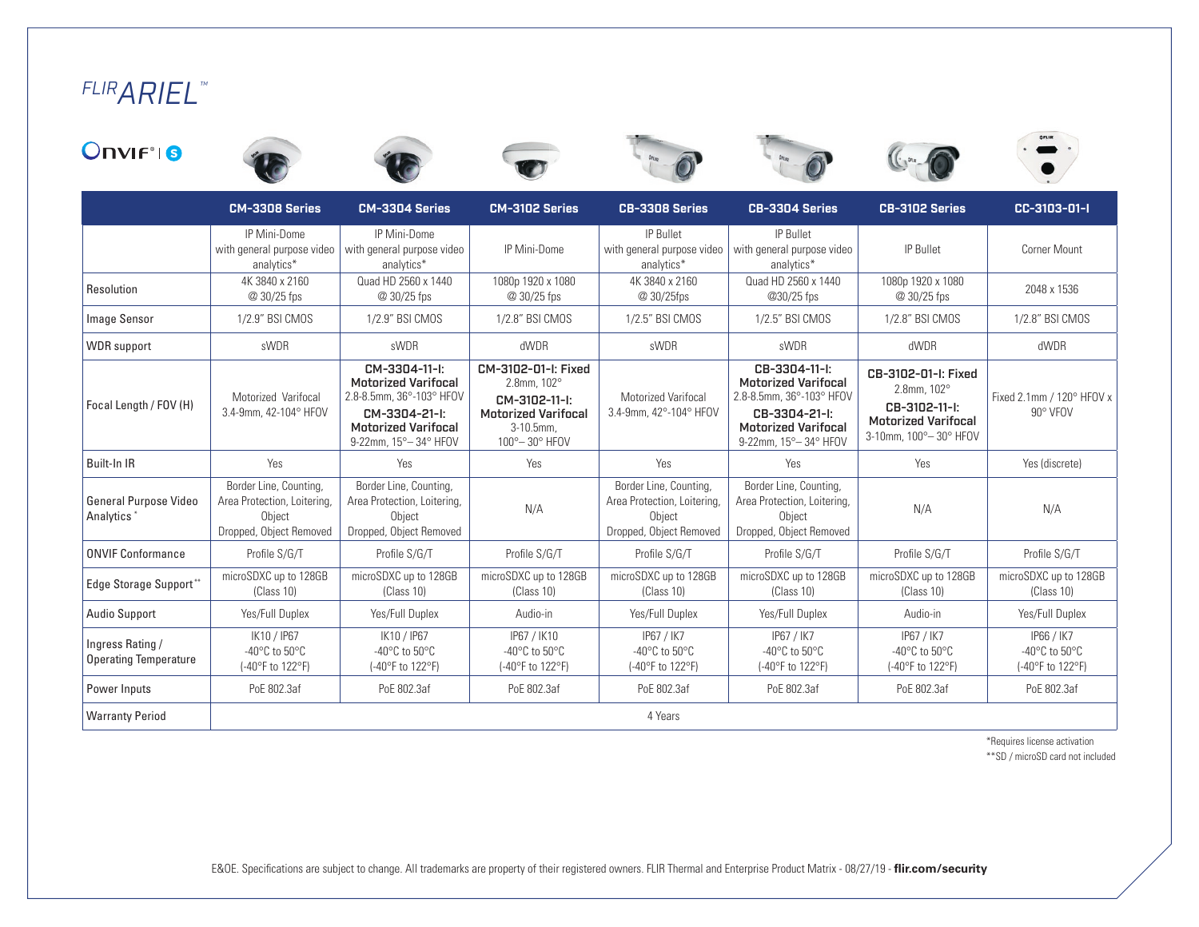# FLIR ARIEL™

ONVIF® | S

| | CM-3308 Series | CM-3304 Series | CM-3102 Series | CB-3308 Series | CB-3304 Series | CB-3102 Series | CC-3103-01-I |
|---|---|---|---|---|---|---|---|
| | IP Mini-Dome with general purpose video analytics* | IP Mini-Dome with general purpose video analytics* | IP Mini-Dome | IP Bullet with general purpose video analytics* | IP Bullet with general purpose video analytics* | IP Bullet | Corner Mount |
| Resolution | 4K 3840 x 2160 @ 30/25 fps | Quad HD 2560 x 1440 @ 30/25 fps | 1080p 1920 x 1080 @ 30/25 fps | 4K 3840 x 2160 @ 30/25fps | Quad HD 2560 x 1440 @30/25 fps | 1080p 1920 x 1080 @ 30/25 fps | 2048 x 1536 |
| Image Sensor | 1/2.9" BSI CMOS | 1/2.9" BSI CMOS | 1/2.8" BSI CMOS | 1/2.5" BSI CMOS | 1/2.5" BSI CMOS | 1/2.8" BSI CMOS | 1/2.8" BSI CMOS |
| WDR support | sWDR | sWDR | dWDR | sWDR | sWDR | dWDR | dWDR |
| Focal Length / FOV (H) | Motorized Varifocal 3.4-9mm, 42-104° HFOV | **CM-3304-11-I: Motorized Varifocal** 2.8-8.5mm, 36°-103° HFOV **CM-3304-21-I: Motorized Varifocal** 9-22mm, 15°– 34° HFOV | **CM-3102-01-I: Fixed** 2.8mm, 102° **CM-3102-11-I: Motorized Varifocal** 3-10.5mm, 100°– 30° HFOV | Motorized Varifocal 3.4-9mm, 42°-104° HFOV | **CB-3304-11-I: Motorized Varifocal** 2.8-8.5mm, 36°-103° HFOV **CB-3304-21-I: Motorized Varifocal** 9-22mm, 15°– 34° HFOV | **CB-3102-01-I: Fixed** 2.8mm, 102° **CB-3102-11-I: Motorized Varifocal** 3-10mm, 100°– 30° HFOV | Fixed 2.1mm / 120° HFOV x 90° VFOV |
| Built-In IR | Yes | Yes | Yes | Yes | Yes | Yes | Yes (discrete) |
| General Purpose Video Analytics* | Border Line, Counting, Area Protection, Loitering, Object Dropped, Object Removed | Border Line, Counting, Area Protection, Loitering, Object Dropped, Object Removed | N/A | Border Line, Counting, Area Protection, Loitering, Object Dropped, Object Removed | Border Line, Counting, Area Protection, Loitering, Object Dropped, Object Removed | N/A | N/A |
| ONVIF Conformance | Profile S/G/T | Profile S/G/T | Profile S/G/T | Profile S/G/T | Profile S/G/T | Profile S/G/T | Profile S/G/T |
| Edge Storage Support** | microSDXC up to 128GB (Class 10) | microSDXC up to 128GB (Class 10) | microSDXC up to 128GB (Class 10) | microSDXC up to 128GB (Class 10) | microSDXC up to 128GB (Class 10) | microSDXC up to 128GB (Class 10) | microSDXC up to 128GB (Class 10) |
| Audio Support | Yes/Full Duplex | Yes/Full Duplex | Audio-in | Yes/Full Duplex | Yes/Full Duplex | Audio-in | Yes/Full Duplex |
| Ingress Rating / Operating Temperature | IK10 / IP67 -40°C to 50°C (-40°F to 122°F) | IK10 / IP67 -40°C to 50°C (-40°F to 122°F) | IP67 / IK10 -40°C to 50°C (-40°F to 122°F) | IP67 / IK7 -40°C to 50°C (-40°F to 122°F) | IP67 / IK7 -40°C to 50°C (-40°F to 122°F) | IP67 / IK7 -40°C to 50°C (-40°F to 122°F) | IP66 / IK7 -40°C to 50°C (-40°F to 122°F) |
| Power Inputs | PoE 802.3af | PoE 802.3af | PoE 802.3af | PoE 802.3af | PoE 802.3af | PoE 802.3af | PoE 802.3af |
| Warranty Period | 4 Years | | | | | | |

*Requires license activation

**SD / microSD card not included

E&OE. Specifications are subject to change. All trademarks are property of their registered owners. FLIR Thermal and Enterprise Product Matrix - 08/27/19 - **flir.com/security**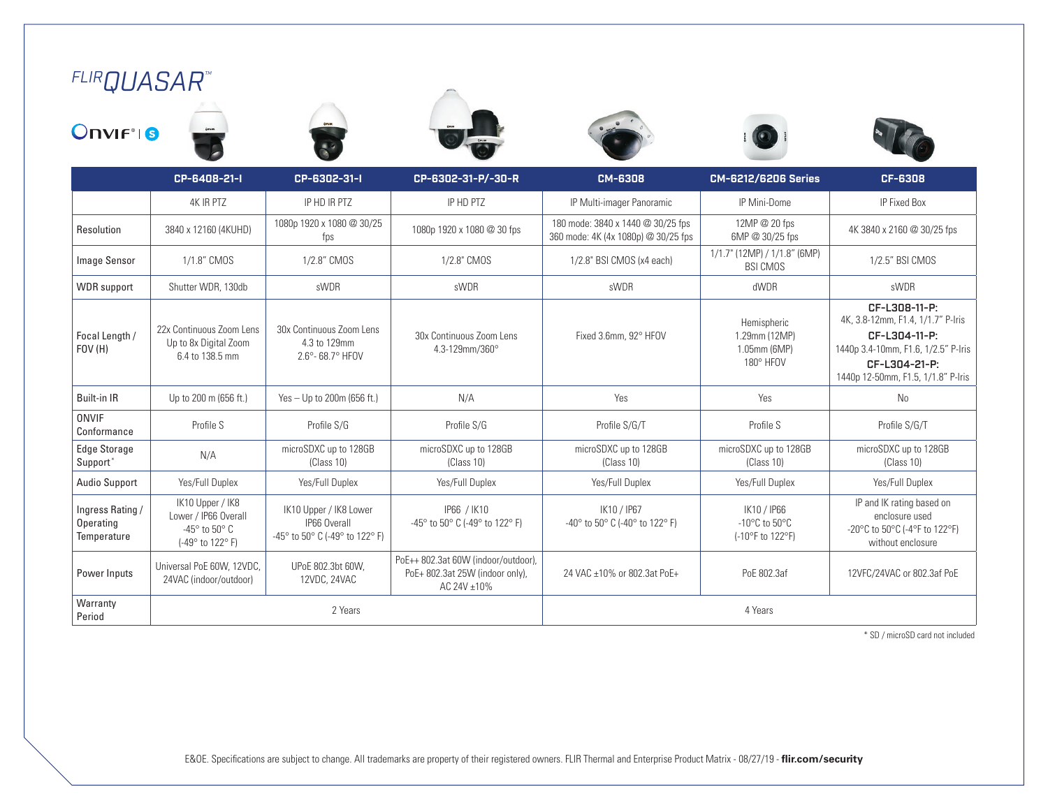# FLIR QUASAR™

ONVIF® | S

| | CP-6408-21-I | CP-6302-31-I | CP-6302-31-P/-30-R | CM-6308 | CM-6212/6206 Series | CF-6308 |
|---|---|---|---|---|---|---|
| | 4K IR PTZ | IP HD IR PTZ | IP HD PTZ | IP Multi-imager Panoramic | IP Mini-Dome | IP Fixed Box |
| Resolution | 3840 x 12160 (4KUHD) | 1080p 1920 x 1080 @ 30/25 fps | 1080p 1920 x 1080 @ 30 fps | 180 mode: 3840 x 1440 @ 30/25 fps<br>360 mode: 4K (4x 1080p) @ 30/25 fps | 12MP @ 20 fps<br>6MP @ 30/25 fps | 4K 3840 x 2160 @ 30/25 fps |
| Image Sensor | 1/1.8" CMOS | 1/2.8" CMOS | 1/2.8" CMOS | 1/2.8" BSI CMOS (x4 each) | 1/1.7" (12MP) / 1/1.8" (6MP) BSI CMOS | 1/2.5" BSI CMOS |
| WDR support | Shutter WDR, 130db | sWDR | sWDR | sWDR | dWDR | sWDR |
| Focal Length / FOV (H) | 22x Continuous Zoom Lens<br>Up to 8x Digital Zoom<br>6.4 to 138.5 mm | 30x Continuous Zoom Lens<br>4.3 to 129mm<br>2.6°- 68.7° HFOV | 30x Continuous Zoom Lens<br>4.3-129mm/360° | Fixed 3.6mm, 92° HFOV | Hemispheric<br>1.29mm (12MP)<br>1.05mm (6MP)<br>180° HFOV | **CF-L308-11-P:**<br>4K, 3.8-12mm, F1.4, 1/1.7" P-Iris<br>**CF-L304-11-P:**<br>1440p 3.4-10mm, F1.6, 1/2.5" P-Iris<br>**CF-L304-21-P:**<br>1440p 12-50mm, F1.5, 1/1.8" P-Iris |
| Built-in IR | Up to 200 m (656 ft.) | Yes – Up to 200m (656 ft.) | N/A | Yes | Yes | No |
| ONVIF Conformance | Profile S | Profile S/G | Profile S/G | Profile S/G/T | Profile S | Profile S/G/T |
| Edge Storage Support* | N/A | microSDXC up to 128GB (Class 10) | microSDXC up to 128GB (Class 10) | microSDXC up to 128GB (Class 10) | microSDXC up to 128GB (Class 10) | microSDXC up to 128GB (Class 10) |
| Audio Support | Yes/Full Duplex | Yes/Full Duplex | Yes/Full Duplex | Yes/Full Duplex | Yes/Full Duplex | Yes/Full Duplex |
| Ingress Rating / Operating Temperature | IK10 Upper / IK8 Lower / IP66 Overall<br>-45° to 50° C<br>(-49° to 122° F) | IK10 Upper / IK8 Lower<br>IP66 Overall<br>-45° to 50° C (-49° to 122° F) | IP66 / IK10<br>-45° to 50° C (-49° to 122° F) | IK10 / IP67<br>-40° to 50° C (-40° to 122° F) | IK10 / IP66<br>-10°C to 50°C<br>(-10°F to 122°F) | IP and IK rating based on enclosure used<br>-20°C to 50°C (-4°F to 122°F) without enclosure |
| Power Inputs | Universal PoE 60W, 12VDC, 24VAC (indoor/outdoor) | UPoE 802.3bt 60W, 12VDC, 24VAC | PoE++ 802.3at 60W (indoor/outdoor), PoE+ 802.3at 25W (indoor only), AC 24V ±10% | 24 VAC ±10% or 802.3at PoE+ | PoE 802.3af | 12VFC/24VAC or 802.3af PoE |
| Warranty Period | 2 Years | | | 4 Years | | |

\* SD / microSD card not included

E&OE. Specifications are subject to change. All trademarks are property of their registered owners. FLIR Thermal and Enterprise Product Matrix - 08/27/19 - **flir.com/security**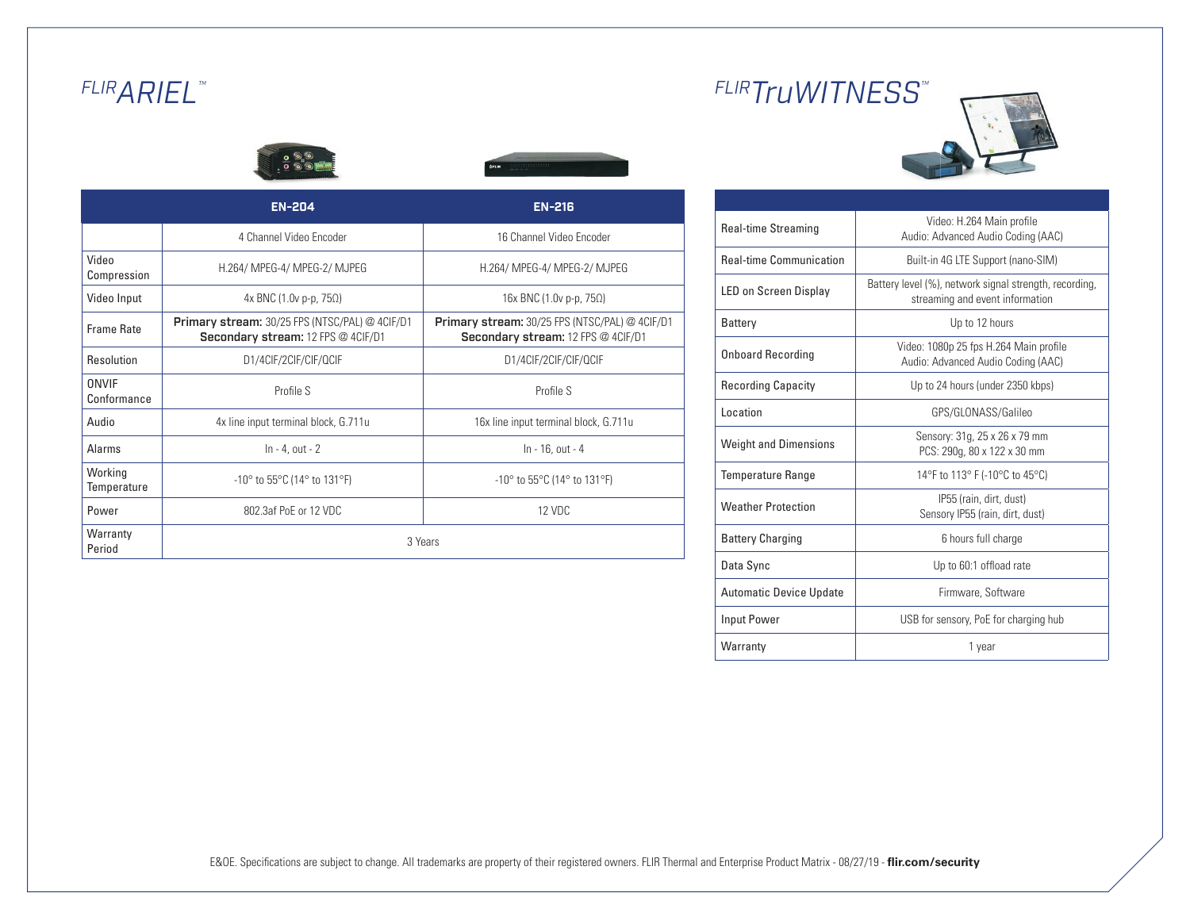# FLIR ARIEL™

| | EN-204 | EN-216 |
|---|---|---|
| | 4 Channel Video Encoder | 16 Channel Video Encoder |
| Video Compression | H.264/ MPEG-4/ MPEG-2/ MJPEG | H.264/ MPEG-4/ MPEG-2/ MJPEG |
| Video Input | 4x BNC (1.0v p-p, 75Ω) | 16x BNC (1.0v p-p, 75Ω) |
| Frame Rate | **Primary stream:** 30/25 FPS (NTSC/PAL) @ 4CIF/D1 **Secondary stream:** 12 FPS @ 4CIF/D1 | **Primary stream:** 30/25 FPS (NTSC/PAL) @ 4CIF/D1 **Secondary stream:** 12 FPS @ 4CIF/D1 |
| Resolution | D1/4CIF/2CIF/CIF/QCIF | D1/4CIF/2CIF/CIF/QCIF |
| ONVIF Conformance | Profile S | Profile S |
| Audio | 4x line input terminal block, G.711u | 16x line input terminal block, G.711u |
| Alarms | In - 4, out - 2 | In - 16, out - 4 |
| Working Temperature | -10° to 55°C (14° to 131°F) | -10° to 55°C (14° to 131°F) |
| Power | 802.3af PoE or 12 VDC | 12 VDC |
| Warranty Period | 3 Years | |

# FLIR TruWITNESS™

| | |
|---|---|
| Real-time Streaming | Video: H.264 Main profile Audio: Advanced Audio Coding (AAC) |
| Real-time Communication | Built-in 4G LTE Support (nano-SIM) |
| LED on Screen Display | Battery level (%), network signal strength, recording, streaming and event information |
| Battery | Up to 12 hours |
| Onboard Recording | Video: 1080p 25 fps H.264 Main profile Audio: Advanced Audio Coding (AAC) |
| Recording Capacity | Up to 24 hours (under 2350 kbps) |
| Location | GPS/GLONASS/Galileo |
| Weight and Dimensions | Sensory: 31g, 25 x 26 x 79 mm PCS: 290g, 80 x 122 x 30 mm |
| Temperature Range | 14°F to 113° F (-10°C to 45°C) |
| Weather Protection | IP55 (rain, dirt, dust) Sensory IP55 (rain, dirt, dust) |
| Battery Charging | 6 hours full charge |
| Data Sync | Up to 60:1 offload rate |
| Automatic Device Update | Firmware, Software |
| Input Power | USB for sensory, PoE for charging hub |
| Warranty | 1 year |

E&OE. Specifications are subject to change. All trademarks are property of their registered owners. FLIR Thermal and Enterprise Product Matrix - 08/27/19 - **flir.com/security**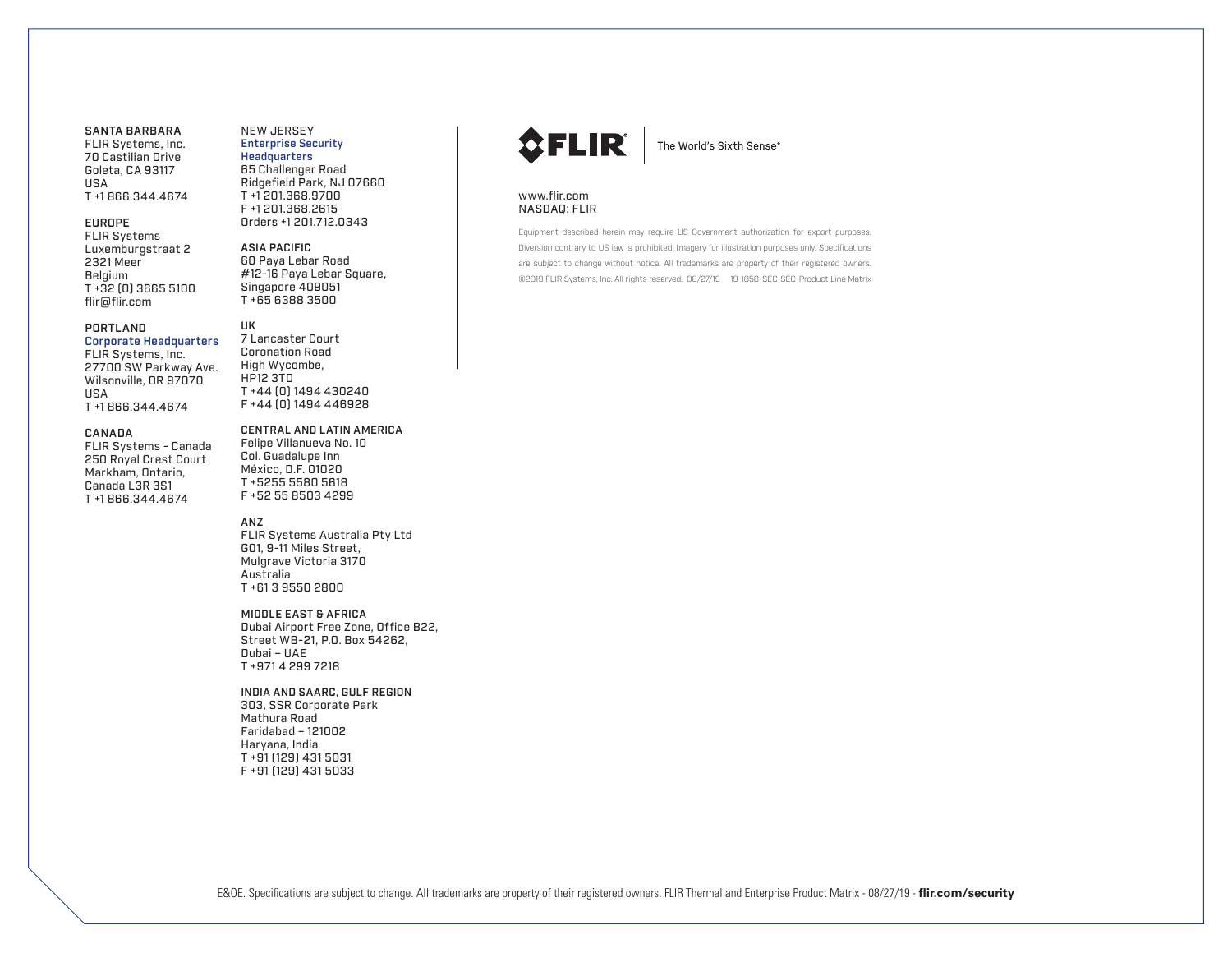**SANTA BARBARA**
FLIR Systems, Inc.
70 Castilian Drive
Goleta, CA 93117
USA
T +1 866.344.4674

**EUROPE**
FLIR Systems
Luxemburgstraat 2
2321 Meer
Belgium
T +32 (0) 3665 5100
flir@flir.com

**PORTLAND**
**Corporate Headquarters**
FLIR Systems, Inc.
27700 SW Parkway Ave.
Wilsonville, OR 97070
USA
T +1 866.344.4674

**CANADA**
FLIR Systems - Canada
250 Royal Crest Court
Markham, Ontario,
Canada L3R 3S1
T +1 866.344.4674

NEW JERSEY
**Enterprise Security Headquarters**
65 Challenger Road
Ridgefield Park, NJ 07660
T +1 201.368.9700
F +1 201.368.2615
Orders +1 201.712.0343

**ASIA PACIFIC**
60 Paya Lebar Road
#12-16 Paya Lebar Square,
Singapore 409051
T +65 6388 3500

**UK**
7 Lancaster Court
Coronation Road
High Wycombe,
HP12 3TD
T +44 (0) 1494 430240
F +44 (0) 1494 446928

**CENTRAL AND LATIN AMERICA**
Felipe Villanueva No. 10
Col. Guadalupe Inn
México, D.F. 01020
T +5255 5580 5618
F +52 55 8503 4299

**ANZ**
FLIR Systems Australia Pty Ltd
G01, 9-11 Miles Street,
Mulgrave Victoria 3170
Australia
T +61 3 9550 2800

**MIDDLE EAST & AFRICA**
Dubai Airport Free Zone, Office B22,
Street WB-21, P.O. Box 54262,
Dubai – UAE
T +971 4 299 7218

**INDIA AND SAARC, GULF REGION**
303, SSR Corporate Park
Mathura Road
Faridabad – 121002
Haryana, India
T +91 (129) 431 5031
F +91 (129) 431 5033

FLIR® | The World's Sixth Sense®

www.flir.com
NASDAQ: FLIR

Equipment described herein may require US Government authorization for export purposes. Diversion contrary to US law is prohibited. Imagery for illustration purposes only. Specifications are subject to change without notice. All trademarks are property of their registered owners. ©2019 FLIR Systems, Inc. All rights reserved. 08/27/19 19-1858-SEC-SEC-Product Line Matrix

E&OE. Specifications are subject to change. All trademarks are property of their registered owners. FLIR Thermal and Enterprise Product Matrix - 08/27/19 - **flir.com/security**